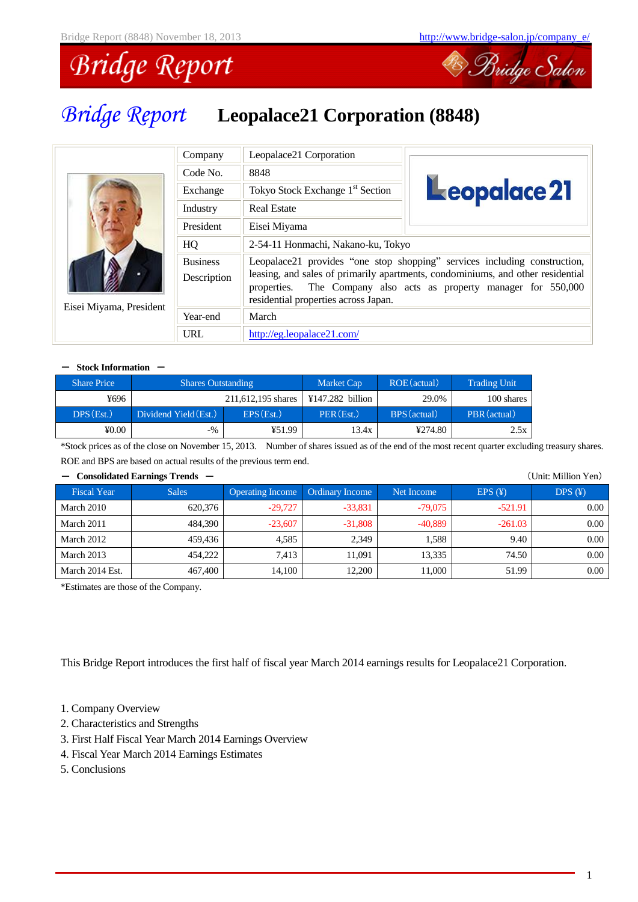# Bridge Report Leopalace21 Corporation (8848)

| | | |
|---|---|---|
| Eisei Miyama, President | Company | Leopalace21 Corporation |
| | Code No. | 8848 |
| | Exchange | Tokyo Stock Exchange 1st Section |
| | Industry | Real Estate |
| | President | Eisei Miyama |
| | HQ | 2-54-11 Honmachi, Nakano-ku, Tokyo |
| | Business Description | Leopalace21 provides "one stop shopping" services including construction, leasing, and sales of primarily apartments, condominiums, and other residential properties. The Company also acts as property manager for 550,000 residential properties across Japan. |
| | Year-end | March |
| | URL | http://eg.leopalace21.com/ |

**— Stock Information —**

| Share Price | Shares Outstanding | | Market Cap | ROE (actual) | Trading Unit |
|---|---|---|---|---|---|
| ¥696 | 211,612,195 shares | | ¥147.282 billion | 29.0% | 100 shares |
| DPS (Est.) | Dividend Yield (Est.) | EPS (Est.) | PER (Est.) | BPS (actual) | PBR (actual) |
| ¥0.00 | -% | ¥51.99 | 13.4x | ¥274.80 | 2.5x |

*Stock prices as of the close on November 15, 2013. Number of shares issued as of the end of the most recent quarter excluding treasury shares. ROE and BPS are based on actual results of the previous term end.

**— Consolidated Earnings Trends —** (Unit: Million Yen)

| Fiscal Year | Sales | Operating Income | Ordinary Income | Net Income | EPS (¥) | DPS (¥) |
|---|---|---|---|---|---|---|
| March 2010 | 620,376 | -29,727 | -33,831 | -79,075 | -521.91 | 0.00 |
| March 2011 | 484,390 | -23,607 | -31,808 | -40,889 | -261.03 | 0.00 |
| March 2012 | 459,436 | 4,585 | 2,349 | 1,588 | 9.40 | 0.00 |
| March 2013 | 454,222 | 7,413 | 11,091 | 13,335 | 74.50 | 0.00 |
| March 2014 Est. | 467,400 | 14,100 | 12,200 | 11,000 | 51.99 | 0.00 |

*Estimates are those of the Company.

This Bridge Report introduces the first half of fiscal year March 2014 earnings results for Leopalace21 Corporation.

1. Company Overview
2. Characteristics and Strengths
3. First Half Fiscal Year March 2014 Earnings Overview
4. Fiscal Year March 2014 Earnings Estimates
5. Conclusions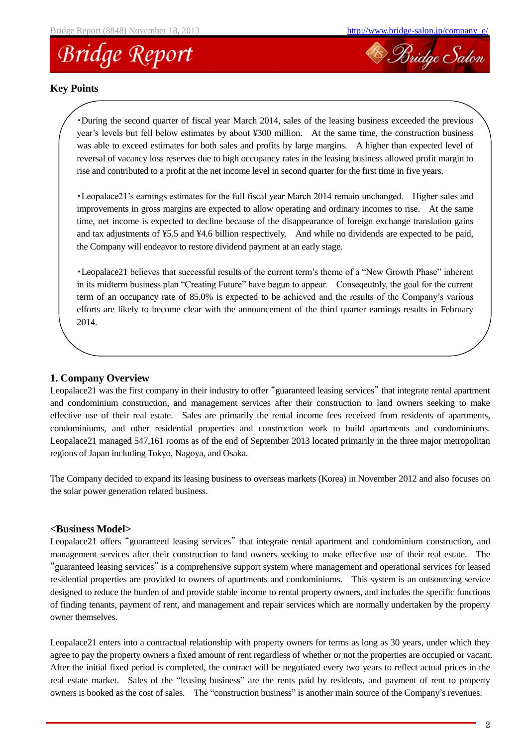## Key Points

- During the second quarter of fiscal year March 2014, sales of the leasing business exceeded the previous year's levels but fell below estimates by about ¥300 million. At the same time, the construction business was able to exceed estimates for both sales and profits by large margins. A higher than expected level of reversal of vacancy loss reserves due to high occupancy rates in the leasing business allowed profit margin to rise and contributed to a profit at the net income level in second quarter for the first time in five years.

- Leopalace21's earnings estimates for the full fiscal year March 2014 remain unchanged. Higher sales and improvements in gross margins are expected to allow operating and ordinary incomes to rise. At the same time, net income is expected to decline because of the disappearance of foreign exchange translation gains and tax adjustments of ¥5.5 and ¥4.6 billion respectively. And while no dividends are expected to be paid, the Company will endeavor to restore dividend payment at an early stage.

- Leopalace21 believes that successful results of the current term's theme of a "New Growth Phase" inherent in its midterm business plan "Creating Future" have begun to appear. Conseqeutnly, the goal for the current term of an occupancy rate of 85.0% is expected to be achieved and the results of the Company's various efforts are likely to become clear with the announcement of the third quarter earnings results in February 2014.

## 1. Company Overview

Leopalace21 was the first company in their industry to offer "guaranteed leasing services" that integrate rental apartment and condominium construction, and management services after their construction to land owners seeking to make effective use of their real estate. Sales are primarily the rental income fees received from residents of apartments, condominiums, and other residential properties and construction work to build apartments and condominiums. Leopalace21 managed 547,161 rooms as of the end of September 2013 located primarily in the three major metropolitan regions of Japan including Tokyo, Nagoya, and Osaka.

The Company decided to expand its leasing business to overseas markets (Korea) in November 2012 and also focuses on the solar power generation related business.

### <Business Model>

Leopalace21 offers "guaranteed leasing services" that integrate rental apartment and condominium construction, and management services after their construction to land owners seeking to make effective use of their real estate. The "guaranteed leasing services" is a comprehensive support system where management and operational services for leased residential properties are provided to owners of apartments and condominiums. This system is an outsourcing service designed to reduce the burden of and provide stable income to rental property owners, and includes the specific functions of finding tenants, payment of rent, and management and repair services which are normally undertaken by the property owner themselves.

Leopalace21 enters into a contractual relationship with property owners for terms as long as 30 years, under which they agree to pay the property owners a fixed amount of rent regardless of whether or not the properties are occupied or vacant. After the initial fixed period is completed, the contract will be negotiated every two years to reflect actual prices in the real estate market. Sales of the "leasing business" are the rents paid by residents, and payment of rent to property owners is booked as the cost of sales. The "construction business" is another main source of the Company's revenues.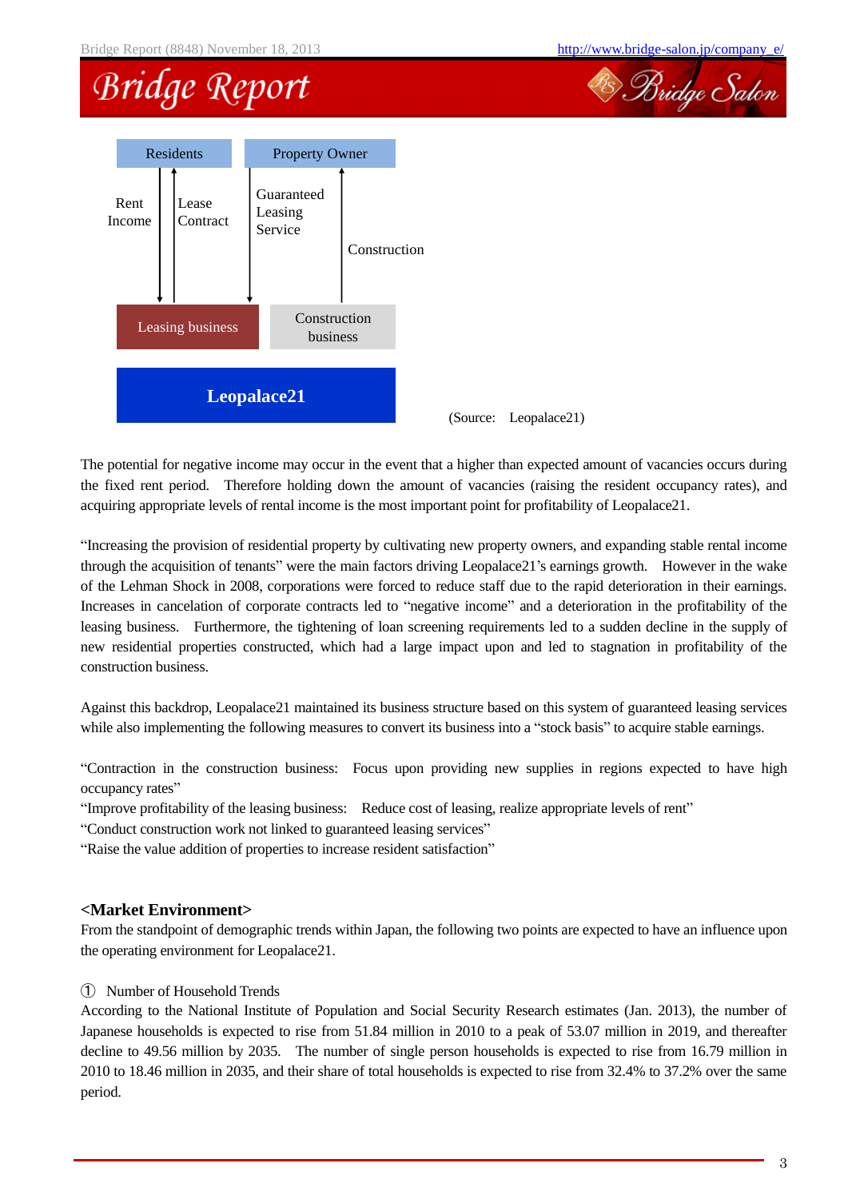Residents | Property Owner

Rent Income | Lease Contract | Guaranteed Leasing Service | Construction

Leasing business | Construction business

**Leopalace21**

(Source: Leopalace21)

The potential for negative income may occur in the event that a higher than expected amount of vacancies occurs during the fixed rent period. Therefore holding down the amount of vacancies (raising the resident occupancy rates), and acquiring appropriate levels of rental income is the most important point for profitability of Leopalace21.

"Increasing the provision of residential property by cultivating new property owners, and expanding stable rental income through the acquisition of tenants" were the main factors driving Leopalace21's earnings growth. However in the wake of the Lehman Shock in 2008, corporations were forced to reduce staff due to the rapid deterioration in their earnings. Increases in cancelation of corporate contracts led to "negative income" and a deterioration in the profitability of the leasing business. Furthermore, the tightening of loan screening requirements led to a sudden decline in the supply of new residential properties constructed, which had a large impact upon and led to stagnation in profitability of the construction business.

Against this backdrop, Leopalace21 maintained its business structure based on this system of guaranteed leasing services while also implementing the following measures to convert its business into a "stock basis" to acquire stable earnings.

"Contraction in the construction business: Focus upon providing new supplies in regions expected to have high occupancy rates"
"Improve profitability of the leasing business: Reduce cost of leasing, realize appropriate levels of rent"
"Conduct construction work not linked to guaranteed leasing services"
"Raise the value addition of properties to increase resident satisfaction"

## <Market Environment>

From the standpoint of demographic trends within Japan, the following two points are expected to have an influence upon the operating environment for Leopalace21.

① Number of Household Trends
According to the National Institute of Population and Social Security Research estimates (Jan. 2013), the number of Japanese households is expected to rise from 51.84 million in 2010 to a peak of 53.07 million in 2019, and thereafter decline to 49.56 million by 2035. The number of single person households is expected to rise from 16.79 million in 2010 to 18.46 million in 2035, and their share of total households is expected to rise from 32.4% to 37.2% over the same period.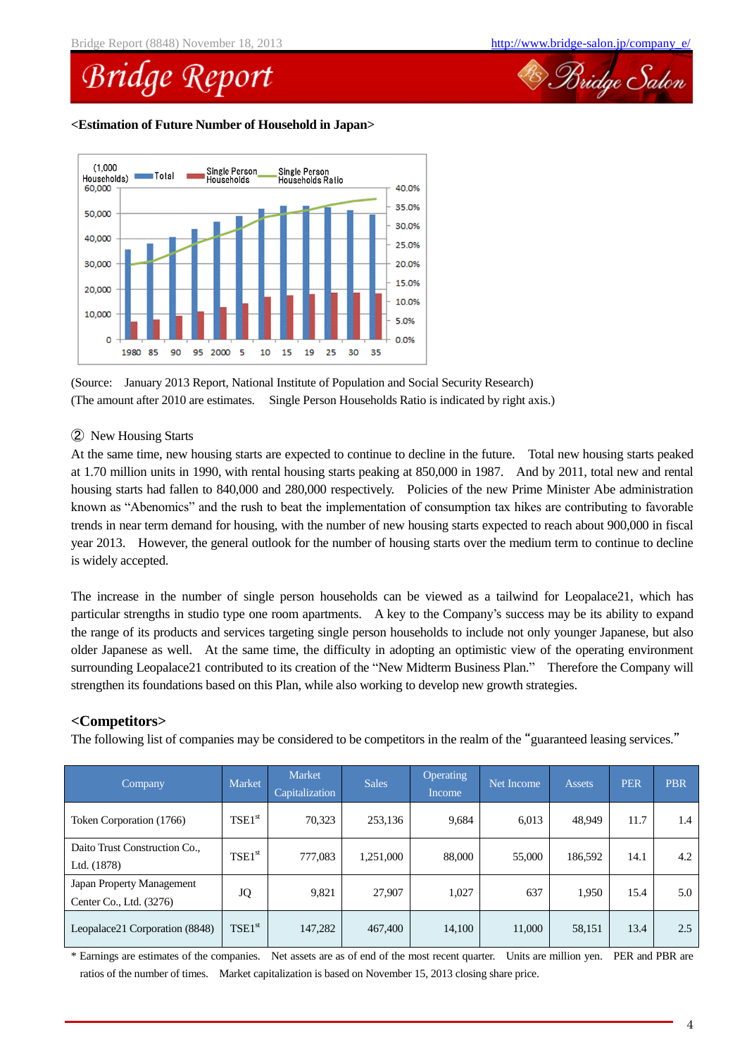**<Estimation of Future Number of Household in Japan>**

(Source: January 2013 Report, National Institute of Population and Social Security Research)
(The amount after 2010 are estimates. Single Person Households Ratio is indicated by right axis.)

② New Housing Starts

At the same time, new housing starts are expected to continue to decline in the future. Total new housing starts peaked at 1.70 million units in 1990, with rental housing starts peaking at 850,000 in 1987. And by 2011, total new and rental housing starts had fallen to 840,000 and 280,000 respectively. Policies of the new Prime Minister Abe administration known as "Abenomics" and the rush to beat the implementation of consumption tax hikes are contributing to favorable trends in near term demand for housing, with the number of new housing starts expected to reach about 900,000 in fiscal year 2013. However, the general outlook for the number of housing starts over the medium term to continue to decline is widely accepted.

The increase in the number of single person households can be viewed as a tailwind for Leopalace21, which has particular strengths in studio type one room apartments. A key to the Company's success may be its ability to expand the range of its products and services targeting single person households to include not only younger Japanese, but also older Japanese as well. At the same time, the difficulty in adopting an optimistic view of the operating environment surrounding Leopalace21 contributed to its creation of the "New Midterm Business Plan." Therefore the Company will strengthen its foundations based on this Plan, while also working to develop new growth strategies.

## <Competitors>

The following list of companies may be considered to be competitors in the realm of the "guaranteed leasing services."

| Company | Market | Market Capitalization | Sales | Operating Income | Net Income | Assets | PER | PBR |
|---|---|---|---|---|---|---|---|---|
| Token Corporation (1766) | TSE1st | 70,323 | 253,136 | 9,684 | 6,013 | 48,949 | 11.7 | 1.4 |
| Daito Trust Construction Co., Ltd. (1878) | TSE1st | 777,083 | 1,251,000 | 88,000 | 55,000 | 186,592 | 14.1 | 4.2 |
| Japan Property Management Center Co., Ltd. (3276) | JQ | 9,821 | 27,907 | 1,027 | 637 | 1,950 | 15.4 | 5.0 |
| Leopalace21 Corporation (8848) | TSE1st | 147,282 | 467,400 | 14,100 | 11,000 | 58,151 | 13.4 | 2.5 |

\* Earnings are estimates of the companies. Net assets are as of end of the most recent quarter. Units are million yen. PER and PBR are ratios of the number of times. Market capitalization is based on November 15, 2013 closing share price.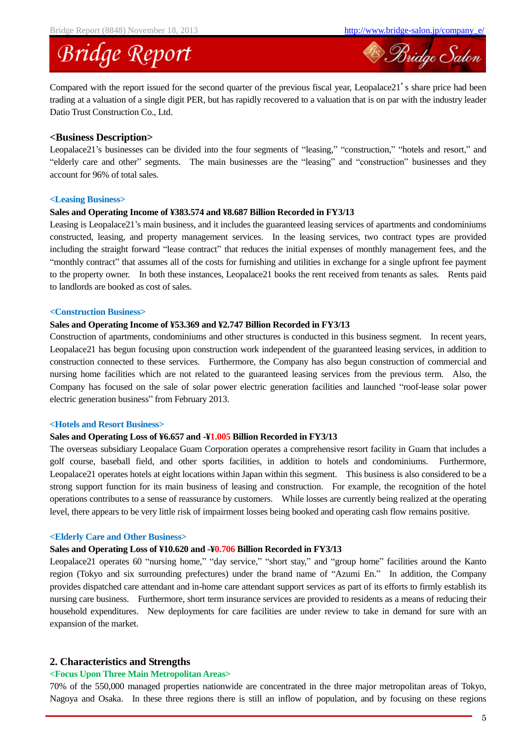Compared with the report issued for the second quarter of the previous fiscal year, Leopalace21's share price had been trading at a valuation of a single digit PER, but has rapidly recovered to a valuation that is on par with the industry leader Datio Trust Construction Co., Ltd.

## <Business Description>

Leopalace21's businesses can be divided into the four segments of "leasing," "construction," "hotels and resort," and "elderly care and other" segments. The main businesses are the "leasing" and "construction" businesses and they account for 96% of total sales.

### <Leasing Business>

**Sales and Operating Income of ¥383.574 and ¥8.687 Billion Recorded in FY3/13**

Leasing is Leopalace21's main business, and it includes the guaranteed leasing services of apartments and condominiums constructed, leasing, and property management services. In the leasing services, two contract types are provided including the straight forward "lease contract" that reduces the initial expenses of monthly management fees, and the "monthly contract" that assumes all of the costs for furnishing and utilities in exchange for a single upfront fee payment to the property owner. In both these instances, Leopalace21 books the rent received from tenants as sales. Rents paid to landlords are booked as cost of sales.

### <Construction Business>

**Sales and Operating Income of ¥53.369 and ¥2.747 Billion Recorded in FY3/13**

Construction of apartments, condominiums and other structures is conducted in this business segment. In recent years, Leopalace21 has begun focusing upon construction work independent of the guaranteed leasing services, in addition to construction connected to these services. Furthermore, the Company has also begun construction of commercial and nursing home facilities which are not related to the guaranteed leasing services from the previous term. Also, the Company has focused on the sale of solar power electric generation facilities and launched "roof-lease solar power electric generation business" from February 2013.

### <Hotels and Resort Business>

**Sales and Operating Loss of ¥6.657 and -¥1.005 Billion Recorded in FY3/13**

The overseas subsidiary Leopalace Guam Corporation operates a comprehensive resort facility in Guam that includes a golf course, baseball field, and other sports facilities, in addition to hotels and condominiums. Furthermore, Leopalace21 operates hotels at eight locations within Japan within this segment. This business is also considered to be a strong support function for its main business of leasing and construction. For example, the recognition of the hotel operations contributes to a sense of reassurance by customers. While losses are currently being realized at the operating level, there appears to be very little risk of impairment losses being booked and operating cash flow remains positive.

### <Elderly Care and Other Business>

**Sales and Operating Loss of ¥10.620 and -¥0.706 Billion Recorded in FY3/13**

Leopalace21 operates 60 "nursing home," "day service," "short stay," and "group home" facilities around the Kanto region (Tokyo and six surrounding prefectures) under the brand name of "Azumi En." In addition, the Company provides dispatched care attendant and in-home care attendant support services as part of its efforts to firmly establish its nursing care business. Furthermore, short term insurance services are provided to residents as a means of reducing their household expenditures. New deployments for care facilities are under review to take in demand for sure with an expansion of the market.

## 2. Characteristics and Strengths

### <Focus Upon Three Main Metropolitan Areas>

70% of the 550,000 managed properties nationwide are concentrated in the three major metropolitan areas of Tokyo, Nagoya and Osaka. In these three regions there is still an inflow of population, and by focusing on these regions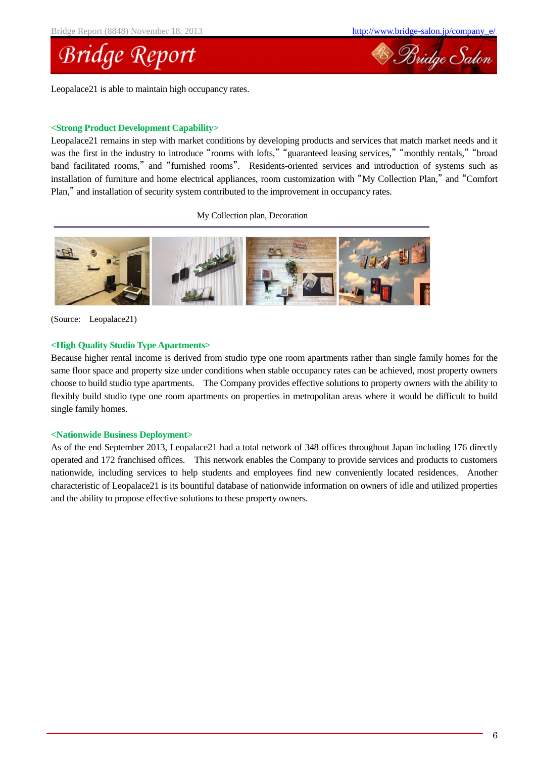Leopalace21 is able to maintain high occupancy rates.

**<Strong Product Development Capability>**

Leopalace21 remains in step with market conditions by developing products and services that match market needs and it was the first in the industry to introduce "rooms with lofts," "guaranteed leasing services," "monthly rentals," "broad band facilitated rooms," and "furnished rooms". Residents-oriented services and introduction of systems such as installation of furniture and home electrical appliances, room customization with "My Collection Plan," and "Comfort Plan," and installation of security system contributed to the improvement in occupancy rates.

My Collection plan, Decoration

(Source: Leopalace21)

**<High Quality Studio Type Apartments>**

Because higher rental income is derived from studio type one room apartments rather than single family homes for the same floor space and property size under conditions when stable occupancy rates can be achieved, most property owners choose to build studio type apartments. The Company provides effective solutions to property owners with the ability to flexibly build studio type one room apartments on properties in metropolitan areas where it would be difficult to build single family homes.

**<Nationwide Business Deployment>**

As of the end September 2013, Leopalace21 had a total network of 348 offices throughout Japan including 176 directly operated and 172 franchised offices. This network enables the Company to provide services and products to customers nationwide, including services to help students and employees find new conveniently located residences. Another characteristic of Leopalace21 is its bountiful database of nationwide information on owners of idle and utilized properties and the ability to propose effective solutions to these property owners.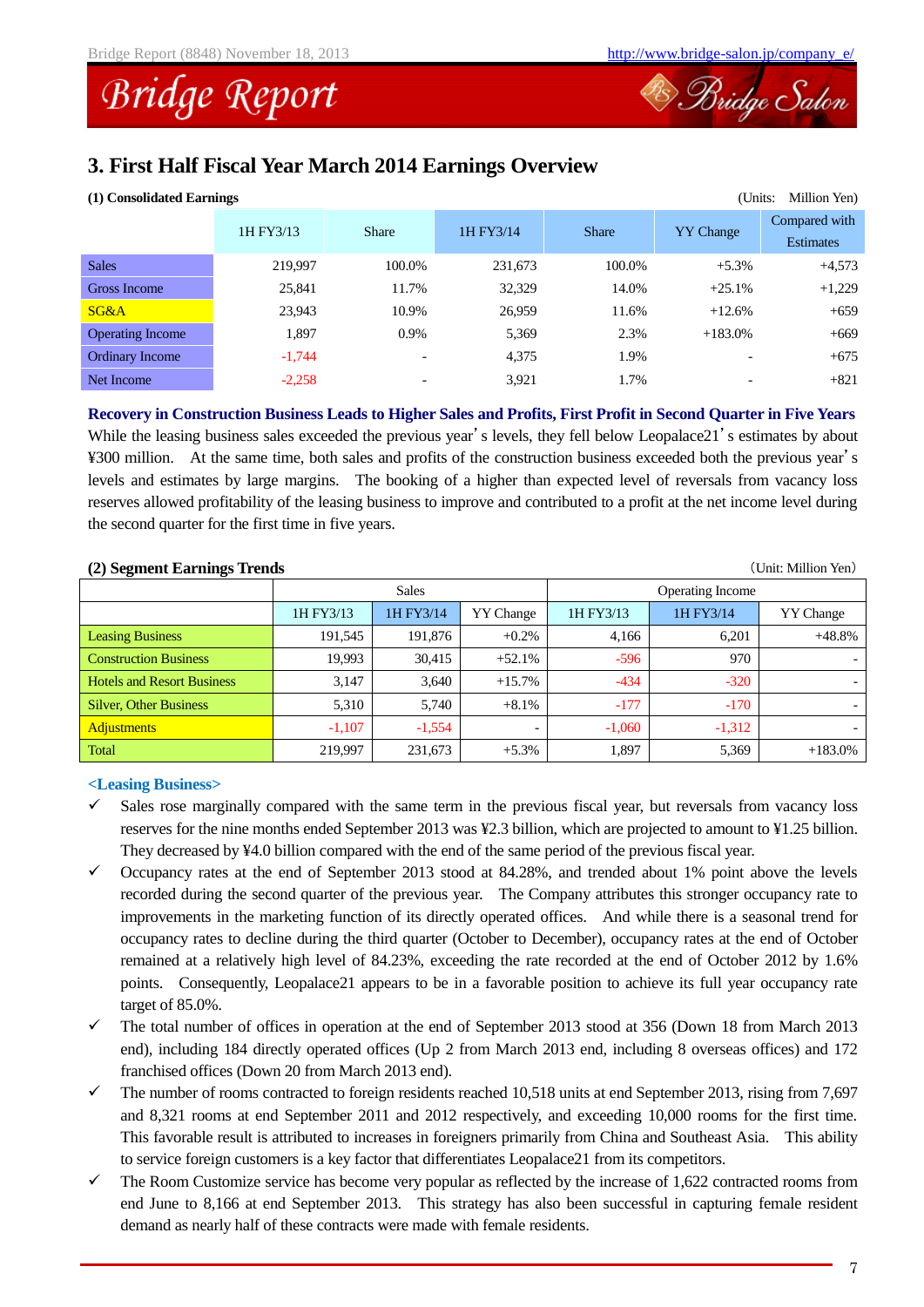## 3. First Half Fiscal Year March 2014 Earnings Overview

**(1) Consolidated Earnings**

(Units: Million Yen)

| | 1H FY3/13 | Share | 1H FY3/14 | Share | YY Change | Compared with Estimates |
|---|---|---|---|---|---|---|
| Sales | 219,997 | 100.0% | 231,673 | 100.0% | +5.3% | +4,573 |
| Gross Income | 25,841 | 11.7% | 32,329 | 14.0% | +25.1% | +1,229 |
| SG&A | 23,943 | 10.9% | 26,959 | 11.6% | +12.6% | +659 |
| Operating Income | 1,897 | 0.9% | 5,369 | 2.3% | +183.0% | +669 |
| Ordinary Income | -1,744 | - | 4,375 | 1.9% | - | +675 |
| Net Income | -2,258 | - | 3,921 | 1.7% | - | +821 |

**Recovery in Construction Business Leads to Higher Sales and Profits, First Profit in Second Quarter in Five Years**

While the leasing business sales exceeded the previous year's levels, they fell below Leopalace21's estimates by about ¥300 million. At the same time, both sales and profits of the construction business exceeded both the previous year's levels and estimates by large margins. The booking of a higher than expected level of reversals from vacancy loss reserves allowed profitability of the leasing business to improve and contributed to a profit at the net income level during the second quarter for the first time in five years.

**(2) Segment Earnings Trends**

(Unit: Million Yen)

| | Sales | | | Operating Income | | |
|---|---|---|---|---|---|---|
| | 1H FY3/13 | 1H FY3/14 | YY Change | 1H FY3/13 | 1H FY3/14 | YY Change |
| Leasing Business | 191,545 | 191,876 | +0.2% | 4,166 | 6,201 | +48.8% |
| Construction Business | 19,993 | 30,415 | +52.1% | -596 | 970 | - |
| Hotels and Resort Business | 3,147 | 3,640 | +15.7% | -434 | -320 | - |
| Silver, Other Business | 5,310 | 5,740 | +8.1% | -177 | -170 | - |
| Adjustments | -1,107 | -1,554 | - | -1,060 | -1,312 | - |
| Total | 219,997 | 231,673 | +5.3% | 1,897 | 5,369 | +183.0% |

**<Leasing Business>**

- ✓ Sales rose marginally compared with the same term in the previous fiscal year, but reversals from vacancy loss reserves for the nine months ended September 2013 was ¥2.3 billion, which are projected to amount to ¥1.25 billion. They decreased by ¥4.0 billion compared with the end of the same period of the previous fiscal year.
- ✓ Occupancy rates at the end of September 2013 stood at 84.28%, and trended about 1% point above the levels recorded during the second quarter of the previous year. The Company attributes this stronger occupancy rate to improvements in the marketing function of its directly operated offices. And while there is a seasonal trend for occupancy rates to decline during the third quarter (October to December), occupancy rates at the end of October remained at a relatively high level of 84.23%, exceeding the rate recorded at the end of October 2012 by 1.6% points. Consequently, Leopalace21 appears to be in a favorable position to achieve its full year occupancy rate target of 85.0%.
- ✓ The total number of offices in operation at the end of September 2013 stood at 356 (Down 18 from March 2013 end), including 184 directly operated offices (Up 2 from March 2013 end, including 8 overseas offices) and 172 franchised offices (Down 20 from March 2013 end).
- ✓ The number of rooms contracted to foreign residents reached 10,518 units at end September 2013, rising from 7,697 and 8,321 rooms at end September 2011 and 2012 respectively, and exceeding 10,000 rooms for the first time. This favorable result is attributed to increases in foreigners primarily from China and Southeast Asia. This ability to service foreign customers is a key factor that differentiates Leopalace21 from its competitors.
- ✓ The Room Customize service has become very popular as reflected by the increase of 1,622 contracted rooms from end June to 8,166 at end September 2013. This strategy has also been successful in capturing female resident demand as nearly half of these contracts were made with female residents.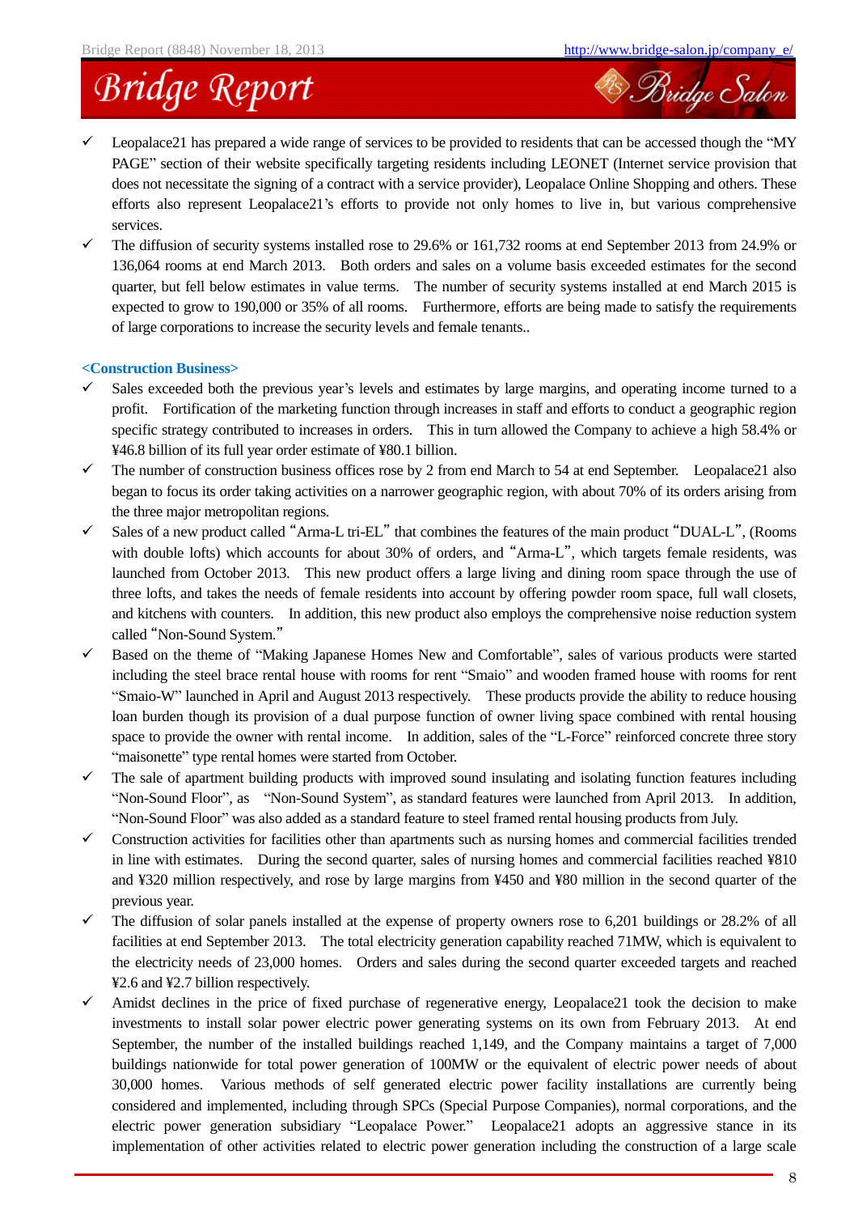- ✓ Leopalace21 has prepared a wide range of services to be provided to residents that can be accessed though the "MY PAGE" section of their website specifically targeting residents including LEONET (Internet service provision that does not necessitate the signing of a contract with a service provider), Leopalace Online Shopping and others. These efforts also represent Leopalace21's efforts to provide not only homes to live in, but various comprehensive services.
- ✓ The diffusion of security systems installed rose to 29.6% or 161,732 rooms at end September 2013 from 24.9% or 136,064 rooms at end March 2013. Both orders and sales on a volume basis exceeded estimates for the second quarter, but fell below estimates in value terms. The number of security systems installed at end March 2015 is expected to grow to 190,000 or 35% of all rooms. Furthermore, efforts are being made to satisfy the requirements of large corporations to increase the security levels and female tenants..

**<Construction Business>**

- ✓ Sales exceeded both the previous year's levels and estimates by large margins, and operating income turned to a profit. Fortification of the marketing function through increases in staff and efforts to conduct a geographic region specific strategy contributed to increases in orders. This in turn allowed the Company to achieve a high 58.4% or ¥46.8 billion of its full year order estimate of ¥80.1 billion.
- ✓ The number of construction business offices rose by 2 from end March to 54 at end September. Leopalace21 also began to focus its order taking activities on a narrower geographic region, with about 70% of its orders arising from the three major metropolitan regions.
- ✓ Sales of a new product called "Arma-L tri-EL" that combines the features of the main product "DUAL-L", (Rooms with double lofts) which accounts for about 30% of orders, and "Arma-L", which targets female residents, was launched from October 2013. This new product offers a large living and dining room space through the use of three lofts, and takes the needs of female residents into account by offering powder room space, full wall closets, and kitchens with counters. In addition, this new product also employs the comprehensive noise reduction system called "Non-Sound System."
- ✓ Based on the theme of "Making Japanese Homes New and Comfortable", sales of various products were started including the steel brace rental house with rooms for rent "Smaio" and wooden framed house with rooms for rent "Smaio-W" launched in April and August 2013 respectively. These products provide the ability to reduce housing loan burden though its provision of a dual purpose function of owner living space combined with rental housing space to provide the owner with rental income. In addition, sales of the "L-Force" reinforced concrete three story "maisonette" type rental homes were started from October.
- ✓ The sale of apartment building products with improved sound insulating and isolating function features including "Non-Sound Floor", as "Non-Sound System", as standard features were launched from April 2013. In addition, "Non-Sound Floor" was also added as a standard feature to steel framed rental housing products from July.
- ✓ Construction activities for facilities other than apartments such as nursing homes and commercial facilities trended in line with estimates. During the second quarter, sales of nursing homes and commercial facilities reached ¥810 and ¥320 million respectively, and rose by large margins from ¥450 and ¥80 million in the second quarter of the previous year.
- ✓ The diffusion of solar panels installed at the expense of property owners rose to 6,201 buildings or 28.2% of all facilities at end September 2013. The total electricity generation capability reached 71MW, which is equivalent to the electricity needs of 23,000 homes. Orders and sales during the second quarter exceeded targets and reached ¥2.6 and ¥2.7 billion respectively.
- ✓ Amidst declines in the price of fixed purchase of regenerative energy, Leopalace21 took the decision to make investments to install solar power electric power generating systems on its own from February 2013. At end September, the number of the installed buildings reached 1,149, and the Company maintains a target of 7,000 buildings nationwide for total power generation of 100MW or the equivalent of electric power needs of about 30,000 homes. Various methods of self generated electric power facility installations are currently being considered and implemented, including through SPCs (Special Purpose Companies), normal corporations, and the electric power generation subsidiary "Leopalace Power." Leopalace21 adopts an aggressive stance in its implementation of other activities related to electric power generation including the construction of a large scale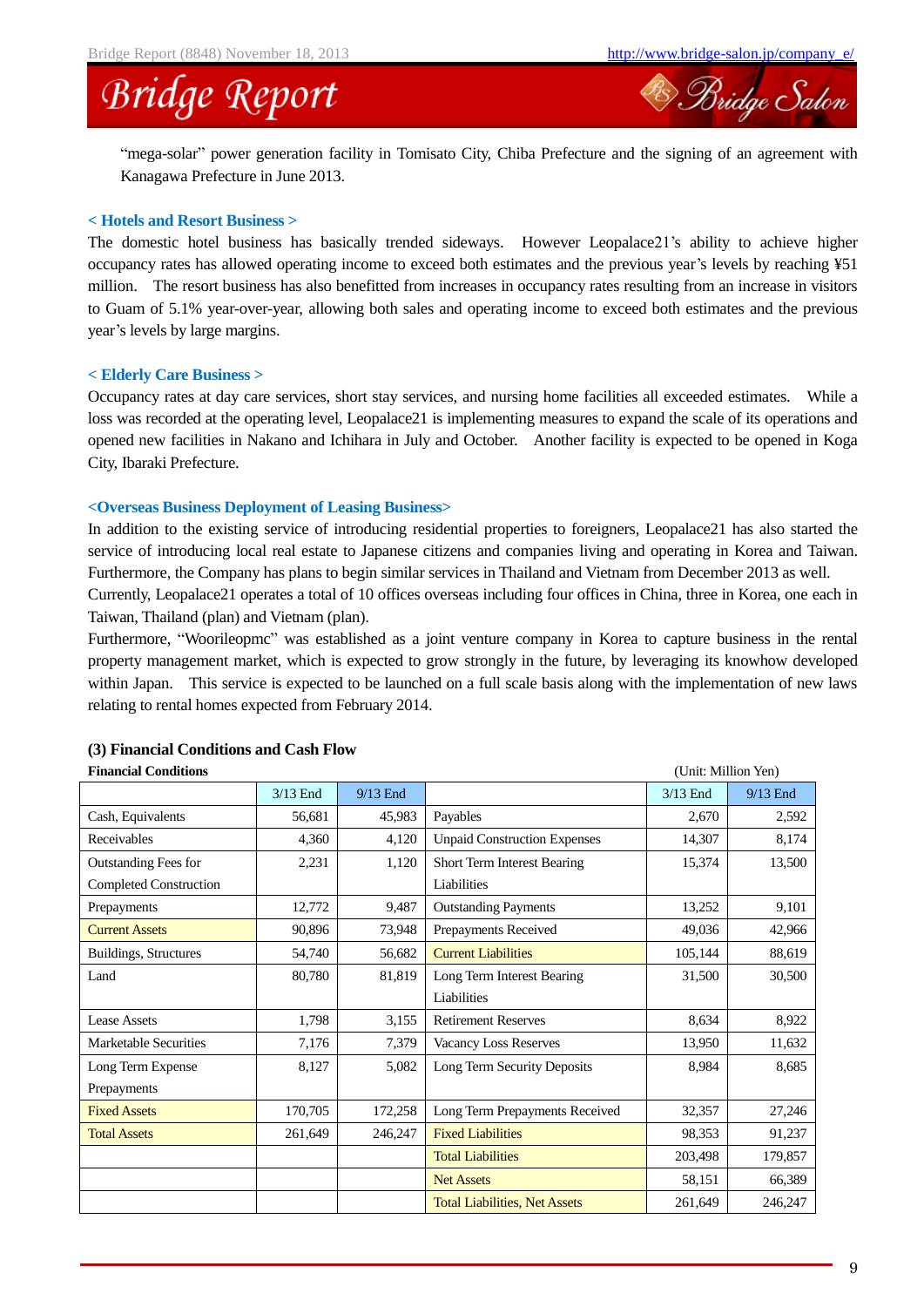"mega-solar" power generation facility in Tomisato City, Chiba Prefecture and the signing of an agreement with Kanagawa Prefecture in June 2013.

**< Hotels and Resort Business >**

The domestic hotel business has basically trended sideways. However Leopalace21's ability to achieve higher occupancy rates has allowed operating income to exceed both estimates and the previous year's levels by reaching ¥51 million. The resort business has also benefitted from increases in occupancy rates resulting from an increase in visitors to Guam of 5.1% year-over-year, allowing both sales and operating income to exceed both estimates and the previous year's levels by large margins.

**< Elderly Care Business >**

Occupancy rates at day care services, short stay services, and nursing home facilities all exceeded estimates. While a loss was recorded at the operating level, Leopalace21 is implementing measures to expand the scale of its operations and opened new facilities in Nakano and Ichihara in July and October. Another facility is expected to be opened in Koga City, Ibaraki Prefecture.

**<Overseas Business Deployment of Leasing Business>**

In addition to the existing service of introducing residential properties to foreigners, Leopalace21 has also started the service of introducing local real estate to Japanese citizens and companies living and operating in Korea and Taiwan. Furthermore, the Company has plans to begin similar services in Thailand and Vietnam from December 2013 as well.
Currently, Leopalace21 operates a total of 10 offices overseas including four offices in China, three in Korea, one each in Taiwan, Thailand (plan) and Vietnam (plan).
Furthermore, "Woorileopmc" was established as a joint venture company in Korea to capture business in the rental property management market, which is expected to grow strongly in the future, by leveraging its knowhow developed within Japan. This service is expected to be launched on a full scale basis along with the implementation of new laws relating to rental homes expected from February 2014.

### (3) Financial Conditions and Cash Flow

**Financial Conditions** (Unit: Million Yen)

| | 3/13 End | 9/13 End | | 3/13 End | 9/13 End |
|---|---|---|---|---|---|
| Cash, Equivalents | 56,681 | 45,983 | Payables | 2,670 | 2,592 |
| Receivables | 4,360 | 4,120 | Unpaid Construction Expenses | 14,307 | 8,174 |
| Outstanding Fees for Completed Construction | 2,231 | 1,120 | Short Term Interest Bearing Liabilities | 15,374 | 13,500 |
| Prepayments | 12,772 | 9,487 | Outstanding Payments | 13,252 | 9,101 |
| Current Assets | 90,896 | 73,948 | Prepayments Received | 49,036 | 42,966 |
| Buildings, Structures | 54,740 | 56,682 | Current Liabilities | 105,144 | 88,619 |
| Land | 80,780 | 81,819 | Long Term Interest Bearing Liabilities | 31,500 | 30,500 |
| Lease Assets | 1,798 | 3,155 | Retirement Reserves | 8,634 | 8,922 |
| Marketable Securities | 7,176 | 7,379 | Vacancy Loss Reserves | 13,950 | 11,632 |
| Long Term Expense Prepayments | 8,127 | 5,082 | Long Term Security Deposits | 8,984 | 8,685 |
| Fixed Assets | 170,705 | 172,258 | Long Term Prepayments Received | 32,357 | 27,246 |
| Total Assets | 261,649 | 246,247 | Fixed Liabilities | 98,353 | 91,237 |
| | | | Total Liabilities | 203,498 | 179,857 |
| | | | Net Assets | 58,151 | 66,389 |
| | | | Total Liabilities, Net Assets | 261,649 | 246,247 |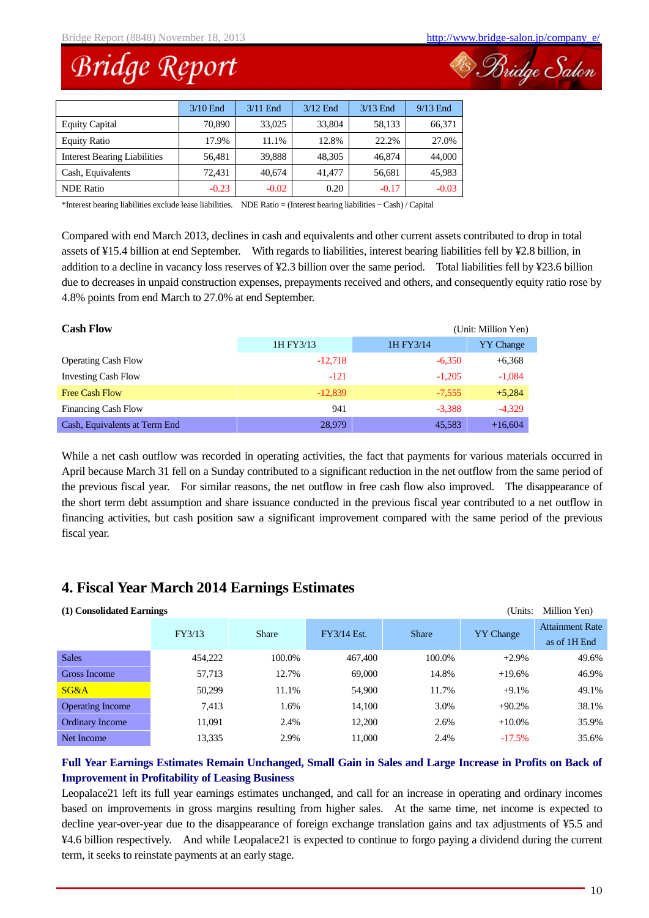|  | 3/10 End | 3/11 End | 3/12 End | 3/13 End | 9/13 End |
|---|---|---|---|---|---|
| Equity Capital | 70,890 | 33,025 | 33,804 | 58,133 | 66,371 |
| Equity Ratio | 17.9% | 11.1% | 12.8% | 22.2% | 27.0% |
| Interest Bearing Liabilities | 56,481 | 39,888 | 48,305 | 46,874 | 44,000 |
| Cash, Equivalents | 72,431 | 40,674 | 41,477 | 56,681 | 45,983 |
| NDE Ratio | -0.23 | -0.02 | 0.20 | -0.17 | -0.03 |

*Interest bearing liabilities exclude lease liabilities. NDE Ratio = (Interest bearing liabilities − Cash) / Capital

Compared with end March 2013, declines in cash and equivalents and other current assets contributed to drop in total assets of ¥15.4 billion at end September. With regards to liabilities, interest bearing liabilities fell by ¥2.8 billion, in addition to a decline in vacancy loss reserves of ¥2.3 billion over the same period. Total liabilities fell by ¥23.6 billion due to decreases in unpaid construction expenses, prepayments received and others, and consequently equity ratio rose by 4.8% points from end March to 27.0% at end September.

**Cash Flow** (Unit: Million Yen)

|  | 1H FY3/13 | 1H FY3/14 | YY Change |
|---|---|---|---|
| Operating Cash Flow | -12,718 | -6,350 | +6,368 |
| Investing Cash Flow | -121 | -1,205 | -1,084 |
| Free Cash Flow | -12,839 | -7,555 | +5,284 |
| Financing Cash Flow | 941 | -3,388 | -4,329 |
| Cash, Equivalents at Term End | 28,979 | 45,583 | +16,604 |

While a net cash outflow was recorded in operating activities, the fact that payments for various materials occurred in April because March 31 fell on a Sunday contributed to a significant reduction in the net outflow from the same period of the previous fiscal year. For similar reasons, the net outflow in free cash flow also improved. The disappearance of the short term debt assumption and share issuance conducted in the previous fiscal year contributed to a net outflow in financing activities, but cash position saw a significant improvement compared with the same period of the previous fiscal year.

## 4. Fiscal Year March 2014 Earnings Estimates

**(1) Consolidated Earnings** (Units: Million Yen)

|  | FY3/13 | Share | FY3/14 Est. | Share | YY Change | Attainment Rate as of 1H End |
|---|---|---|---|---|---|---|
| Sales | 454,222 | 100.0% | 467,400 | 100.0% | +2.9% | 49.6% |
| Gross Income | 57,713 | 12.7% | 69,000 | 14.8% | +19.6% | 46.9% |
| SG&A | 50,299 | 11.1% | 54,900 | 11.7% | +9.1% | 49.1% |
| Operating Income | 7,413 | 1.6% | 14,100 | 3.0% | +90.2% | 38.1% |
| Ordinary Income | 11,091 | 2.4% | 12,200 | 2.6% | +10.0% | 35.9% |
| Net Income | 13,335 | 2.9% | 11,000 | 2.4% | -17.5% | 35.6% |

**Full Year Earnings Estimates Remain Unchanged, Small Gain in Sales and Large Increase in Profits on Back of Improvement in Profitability of Leasing Business**

Leopalace21 left its full year earnings estimates unchanged, and call for an increase in operating and ordinary incomes based on improvements in gross margins resulting from higher sales. At the same time, net income is expected to decline year-over-year due to the disappearance of foreign exchange translation gains and tax adjustments of ¥5.5 and ¥4.6 billion respectively. And while Leopalace21 is expected to continue to forgo paying a dividend during the current term, it seeks to reinstate payments at an early stage.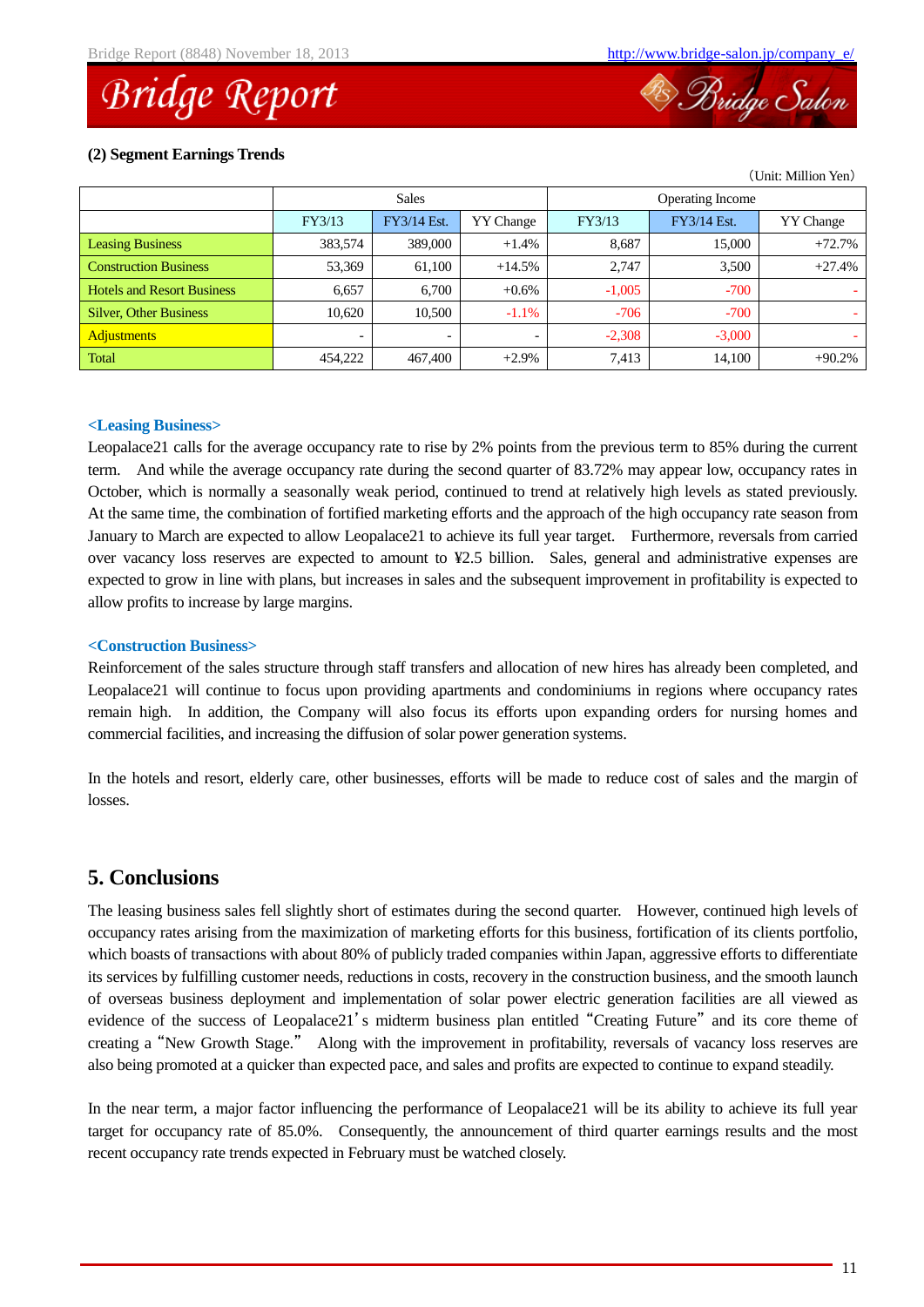**(2) Segment Earnings Trends**

(Unit: Million Yen)

| | Sales | | | Operating Income | | |
|---|---|---|---|---|---|---|
| | FY3/13 | FY3/14 Est. | YY Change | FY3/13 | FY3/14 Est. | YY Change |
| Leasing Business | 383,574 | 389,000 | +1.4% | 8,687 | 15,000 | +72.7% |
| Construction Business | 53,369 | 61,100 | +14.5% | 2,747 | 3,500 | +27.4% |
| Hotels and Resort Business | 6,657 | 6,700 | +0.6% | -1,005 | -700 | - |
| Silver, Other Business | 10,620 | 10,500 | -1.1% | -706 | -700 | - |
| Adjustments | - | - | - | -2,308 | -3,000 | - |
| Total | 454,222 | 467,400 | +2.9% | 7,413 | 14,100 | +90.2% |

**<Leasing Business>**

Leopalace21 calls for the average occupancy rate to rise by 2% points from the previous term to 85% during the current term. And while the average occupancy rate during the second quarter of 83.72% may appear low, occupancy rates in October, which is normally a seasonally weak period, continued to trend at relatively high levels as stated previously. At the same time, the combination of fortified marketing efforts and the approach of the high occupancy rate season from January to March are expected to allow Leopalace21 to achieve its full year target. Furthermore, reversals from carried over vacancy loss reserves are expected to amount to ¥2.5 billion. Sales, general and administrative expenses are expected to grow in line with plans, but increases in sales and the subsequent improvement in profitability is expected to allow profits to increase by large margins.

**<Construction Business>**

Reinforcement of the sales structure through staff transfers and allocation of new hires has already been completed, and Leopalace21 will continue to focus upon providing apartments and condominiums in regions where occupancy rates remain high. In addition, the Company will also focus its efforts upon expanding orders for nursing homes and commercial facilities, and increasing the diffusion of solar power generation systems.

In the hotels and resort, elderly care, other businesses, efforts will be made to reduce cost of sales and the margin of losses.

## 5. Conclusions

The leasing business sales fell slightly short of estimates during the second quarter. However, continued high levels of occupancy rates arising from the maximization of marketing efforts for this business, fortification of its clients portfolio, which boasts of transactions with about 80% of publicly traded companies within Japan, aggressive efforts to differentiate its services by fulfilling customer needs, reductions in costs, recovery in the construction business, and the smooth launch of overseas business deployment and implementation of solar power electric generation facilities are all viewed as evidence of the success of Leopalace21's midterm business plan entitled "Creating Future" and its core theme of creating a "New Growth Stage." Along with the improvement in profitability, reversals of vacancy loss reserves are also being promoted at a quicker than expected pace, and sales and profits are expected to continue to expand steadily.

In the near term, a major factor influencing the performance of Leopalace21 will be its ability to achieve its full year target for occupancy rate of 85.0%. Consequently, the announcement of third quarter earnings results and the most recent occupancy rate trends expected in February must be watched closely.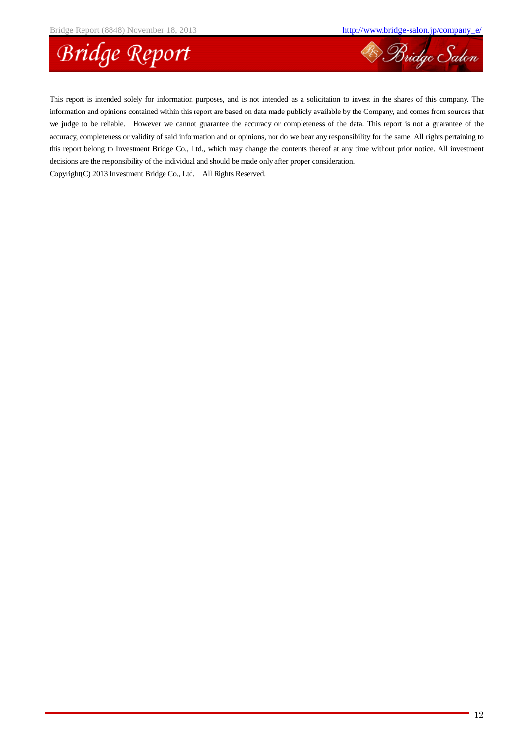This report is intended solely for information purposes, and is not intended as a solicitation to invest in the shares of this company. The information and opinions contained within this report are based on data made publicly available by the Company, and comes from sources that we judge to be reliable. However we cannot guarantee the accuracy or completeness of the data. This report is not a guarantee of the accuracy, completeness or validity of said information and or opinions, nor do we bear any responsibility for the same. All rights pertaining to this report belong to Investment Bridge Co., Ltd., which may change the contents thereof at any time without prior notice. All investment decisions are the responsibility of the individual and should be made only after proper consideration.

Copyright(C) 2013 Investment Bridge Co., Ltd. All Rights Reserved.